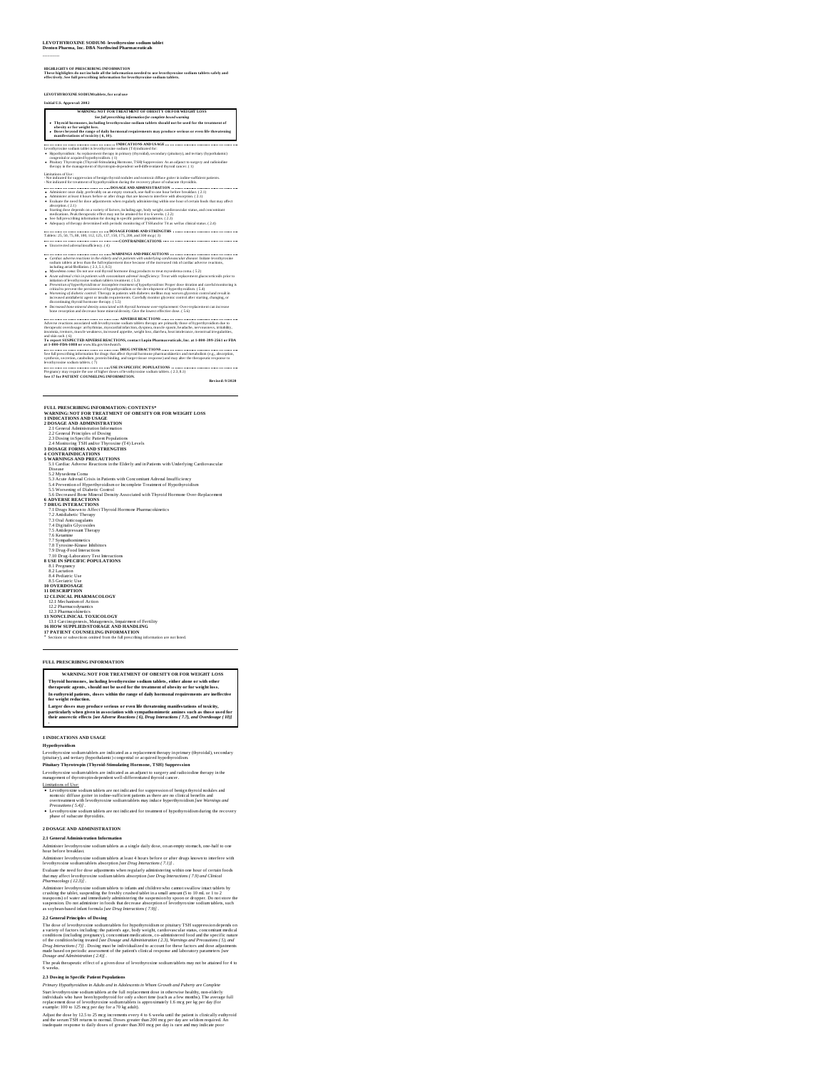**LEVOTHYROXINE SODIUM- levothyroxine sodium tablet**
**Denton Pharma, Inc. DBA Northwind Pharmaceuticals**

----------

**HIGHLIGHTS OF PRESCRIBING INFORMATION**
**These highlights do not include all the information needed to use levothyroxine sodium tablets safely and effectively. See full prescribing information for levothyroxine sodium tablets.**

**LEVOTHYROXINE SODIUM tablets, for oral use**

**Initial U.S. Approval: 2002**

**WARNING: NOT FOR TREATMENT OF OBESITY OR FOR WEIGHT LOSS**
*See full prescribing information for complete boxed warning*

- **Thyroid hormones, including levothyroxine sodium tablets should not be used for the treatment of obesity or for weight loss.**
- **Doses beyond the range of daily hormonal requirements may produce serious or even life threatening manifestations of toxicity ( 6, 10).**

**INDICATIONS AND USAGE**

Levothyroxine sodium tablet is levothyroxine sodium (T4) indicated for:

- Hypothyroidism: As replacement therapy in primary (thyroidal), secondary (pituitary), and tertiary (hypothalamic) congenital or acquired hypothyroidism. ( 1)
- Pituitary Thyrotropin (Thyroid-Stimulating Hormone, TSH) Suppression: As an adjunct to surgery and radioiodine therapy in the management of thyrotropin-dependent well-differentiated thyroid cancer. ( 1)

Limitations of Use:
- Not indicated for suppression of benign thyroid nodules and nontoxic diffuse goiter in iodine-sufficient patients.
- Not indicated for treatment of hypothyroidism during the recovery phase of subacute thyroiditis.

**DOSAGE AND ADMINISTRATION**

- Administer once daily, preferably on an empty stomach, one-half to one hour before breakfast. ( 2.1)
- Administer at least 4 hours before or after drugs that are known to interfere with absorption. ( 2.1)
- Evaluate the need for dose adjustments when regularly administering within one hour of certain foods that may affect absorption. ( 2.1)
- Starting dose depends on a variety of factors, including age, body weight, cardiovascular status, and concomitant medications. Peak therapeutic effect may not be attained for 4 to 6 weeks. ( 2.2)
- See full prescribing information for dosing in specific patient populations. ( 2.3)
- Adequacy of therapy determined with periodic monitoring of TSH and/or T4 as well as clinical status. ( 2.4)

**DOSAGE FORMS AND STRENGTHS**

Tablets: 25, 50, 75, 88, 100, 112, 125, 137, 150, 175, 200, and 300 mcg ( 3)

**CONTRAINDICATIONS**

- Uncorrected adrenal insufficiency. ( 4)

**WARNINGS AND PRECAUTIONS**

- *Cardiac adverse reactions in the elderly and in patients with underlying cardiovascular disease:* Initiate levothyroxine sodium tablets at less than the full replacement dose because of the increased risk of cardiac adverse reactions, including atrial fibrillation. ( 2.3, 5.1, 8.5)
- *Myxedema coma:* Do not use oral thyroid hormone drug products to treat myxedema coma. ( 5.2)
- *Acute adrenal crisis in patients with concomitant adrenal insufficiency:* Treat with replacement glucocorticoids prior to initiation of levothyroxine sodium tablets treatment. ( 5.3)
- *Prevention of hyperthyroidism or incomplete treatment of hypothyroidism:* Proper dose titration and careful monitoring is critical to prevent the persistence of hypothyroidism or the development of hyperthyroidism. ( 5.4)
- *Worsening of diabetic control:* Therapy in patients with diabetes mellitus may worsen glycemic control and result in increased antidiabetic agent or insulin requirements. Carefully monitor glycemic control after starting, changing, or discontinuing thyroid hormone therapy. ( 5.5)
- *Decreased bone mineral density associated with thyroid hormone over-replacement:* Over-replacement can increase bone resorption and decrease bone mineral density. Give the lowest effective dose. ( 5.6)

**ADVERSE REACTIONS**

Adverse reactions associated with levothyroxine sodium tablets therapy are primarily those of hyperthyroidism due to therapeutic overdosage: arrhythmias, myocardial infarction, dyspnea, muscle spasm, headache, nervousness, irritability, insomnia, tremors, muscle weakness, increased appetite, weight loss, diarrhea, heat intolerance, menstrual irregularities, and skin rash. ( 6)

**To report SUSPECTED ADVERSE REACTIONS, contact Lupin Pharmaceuticals, Inc. at 1-800-399-2561 or FDA at 1-800-FDA-1088 or** www.fda.gov/medwatch.

**DRUG INTERACTIONS**

See full prescribing information for drugs that affect thyroid hormone pharmacokinetics and metabolism (e.g., absorption, synthesis, secretion, catabolism, protein binding, and target tissue response) and may alter the therapeutic response to levothyroxine sodium tablets. ( 7)

**USE IN SPECIFIC POPULATIONS**

Pregnancy may require the use of higher doses of levothyroxine sodium tablets. ( 2.3, 8.1)

**See 17 for PATIENT COUNSELING INFORMATION.**

**Revised: 9/2020**

---

**FULL PRESCRIBING INFORMATION: CONTENTS***

**WARNING: NOT FOR TREATMENT OF OBESITY OR FOR WEIGHT LOSS**

**1 INDICATIONS AND USAGE**

**2 DOSAGE AND ADMINISTRATION**
- 2.1 General Administration Information
- 2.2 General Principles of Dosing
- 2.3 Dosing in Specific Patient Populations
- 2.4 Monitoring TSH and/or Thyroxine (T4) Levels

**3 DOSAGE FORMS AND STRENGTHS**

**4 CONTRAINDICATIONS**

**5 WARNINGS AND PRECAUTIONS**
- 5.1 Cardiac Adverse Reactions in the Elderly and in Patients with Underlying Cardiovascular Disease
- 5.2 Myxedema Coma
- 5.3 Acute Adrenal Crisis in Patients with Concomitant Adrenal Insufficiency
- 5.4 Prevention of Hyperthyroidism or Incomplete Treatment of Hypothyroidism
- 5.5 Worsening of Diabetic Control
- 5.6 Decreased Bone Mineral Density Associated with Thyroid Hormone Over-Replacement

**6 ADVERSE REACTIONS**

**7 DRUG INTERACTIONS**
- 7.1 Drugs Known to Affect Thyroid Hormone Pharmacokinetics
- 7.2 Antidiabetic Therapy
- 7.3 Oral Anticoagulants
- 7.4 Digitalis Glycosides
- 7.5 Antidepressant Therapy
- 7.6 Ketamine
- 7.7 Sympathomimetics
- 7.8 Tyrosine-Kinase Inhibitors
- 7.9 Drug-Food Interactions
- 7.10 Drug-Laboratory Test Interactions

**8 USE IN SPECIFIC POPULATIONS**
- 8.1 Pregnancy
- 8.2 Lactation
- 8.4 Pediatric Use
- 8.5 Geriatric Use

**10 OVERDOSAGE**

**11 DESCRIPTION**

**12 CLINICAL PHARMACOLOGY**
- 12.1 Mechanism of Action
- 12.2 Pharmacodynamics
- 12.3 Pharmacokinetics

**13 NONCLINICAL TOXICOLOGY**
- 13.1 Carcinogenesis, Mutagenesis, Impairment of Fertility

**16 HOW SUPPLIED/STORAGE AND HANDLING**

**17 PATIENT COUNSELING INFORMATION**

\* Sections or subsections omitted from the full prescribing information are not listed.

---

**FULL PRESCRIBING INFORMATION**

**WARNING: NOT FOR TREATMENT OF OBESITY OR FOR WEIGHT LOSS**

**Thyroid hormones, including levothyroxine sodium tablets, either alone or with other therapeutic agents, should not be used for the treatment of obesity or for weight loss.**

**In euthyroid patients, doses within the range of daily hormonal requirements are ineffective for weight reduction.**

**Larger doses may produce serious or even life threatening manifestations of toxicity, particularly when given in association with sympathomimetic amines such as those used for their anorectic effects** ***[see Adverse Reactions ( 6), Drug Interactions ( 7.7), and Overdosage ( 10)]*** .

## 1 INDICATIONS AND USAGE

**Hypothyroidism**

Levothyroxine sodium tablets are indicated as a replacement therapy in primary (thyroidal), secondary (pituitary), and tertiary (hypothalamic) congenital or acquired hypothyroidism.

**Pituitary Thyrotropin (Thyroid-Stimulating Hormone, TSH) Suppression**

Levothyroxine sodium tablets are indicated as an adjunct to surgery and radioiodine therapy in the management of thyrotropin-dependent well-differentiated thyroid cancer.

Limitations of Use:

- Levothyroxine sodium tablets are not indicated for suppression of benign thyroid nodules and nontoxic diffuse goiter in iodine-sufficient patients as there are no clinical benefits and overtreatment with levothyroxine sodium tablets may induce hyperthyroidism *[see Warnings and Precautions ( 5.4)]* .
- Levothyroxine sodium tablets are not indicated for treatment of hypothyroidism during the recovery phase of subacute thyroiditis.

## 2 DOSAGE AND ADMINISTRATION

### 2.1 General Administration Information

Administer levothyroxine sodium tablets as a single daily dose, on an empty stomach, one-half to one hour before breakfast.

Administer levothyroxine sodium tablets at least 4 hours before or after drugs known to interfere with levothyroxine sodium tablets absorption *[see Drug Interactions ( 7.1)]* .

Evaluate the need for dose adjustments when regularly administering within one hour of certain foods that may affect levothyroxine sodium tablets absorption *[see Drug Interactions ( 7.9) and Clinical Pharmacology ( 12.3)]* .

Administer levothyroxine sodium tablets to infants and children who cannot swallow intact tablets by crushing the tablet, suspending the freshly crushed tablet in a small amount (5 to 10 mL or 1 to 2 teaspoons) of water and immediately administering the suspension by spoon or dropper. Do not store the suspension. Do not administer in foods that decrease absorption of levothyroxine sodium tablets, such as soybean-based infant formula *[see Drug Interactions ( 7.9)]* .

### 2.2 General Principles of Dosing

The dose of levothyroxine sodium tablets for hypothyroidism or pituitary TSH suppression depends on a variety of factors including: the patient's age, body weight, cardiovascular status, concomitant medical conditions (including pregnancy), concomitant medications, co-administered food and the specific nature of the condition being treated *[see Dosage and Administration ( 2.3), Warnings and Precautions ( 5), and Drug Interactions ( 7)]* . Dosing must be individualized to account for these factors and dose adjustments made based on periodic assessment of the patient's clinical response and laboratory parameters *[see Dosage and Administration ( 2.4)]* .

The peak therapeutic effect of a given dose of levothyroxine sodium tablets may not be attained for 4 to 6 weeks.

### 2.3 Dosing in Specific Patient Populations

*Primary Hypothyroidism in Adults and in Adolescents in Whom Growth and Puberty are Complete*

Start levothyroxine sodium tablets at the full replacement dose in otherwise healthy, non-elderly individuals who have been hypothyroid for only a short time (such as a few months). The average full replacement dose of levothyroxine sodium tablets is approximately 1.6 mcg per kg per day (for example: 100 to 125 mcg per day for a 70 kg adult).

Adjust the dose by 12.5 to 25 mcg increments every 4 to 6 weeks until the patient is clinically euthyroid and the serum TSH returns to normal. Doses greater than 200 mcg per day are seldom required. An inadequate response to daily doses of greater than 300 mcg per day is rare and may indicate poor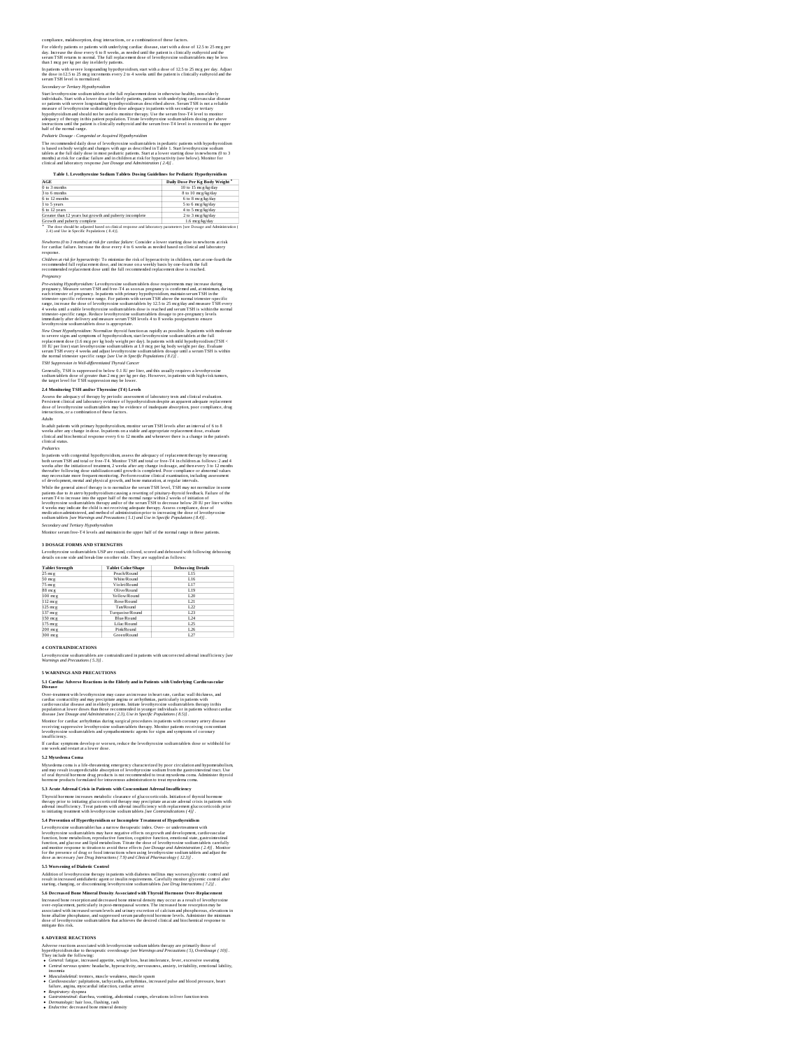compliance, malabsorption, drug interactions, or a combination of these factors.

For elderly patients or patients with underlying cardiac disease, start with a dose of 12.5 to 25 mcg per day. Increase the dose every 6 to 8 weeks, as needed until the patient is clinically euthyroid and the serum TSH returns to normal. The full replacement dose of levothyroxine sodium tablets may be less than 1 mcg per kg per day in elderly patients.

In patients with severe longstanding hypothyroidism, start with a dose of 12.5 to 25 mcg per day. Adjust the dose in 12.5 to 25 mcg increments every 2 to 4 weeks until the patient is clinically euthyroid and the serum TSH level is normalized.

*Secondary or Tertiary Hypothyroidism*

Start levothyroxine sodium tablets at the full replacement dose in otherwise healthy, non-elderly individuals. Start with a lower dose in elderly patients, patients with underlying cardiovascular disease or patients with severe longstanding hypothyroidism as described above. Serum TSH is not a reliable measure of levothyroxine sodium tablets dose adequacy in patients with secondary or tertiary hypothyroidism and should not be used to monitor therapy. Use the serum free-T4 level to monitor adequacy of therapy in this patient population. Titrate levothyroxine sodium tablets dosing per above instructions until the patient is clinically euthyroid and the serum free-T4 level is restored to the upper half of the normal range.

*Pediatric Dosage - Congenital or Acquired Hypothyroidism*

The recommended daily dose of levothyroxine sodium tablets in pediatric patients with hypothyroidism is based on body weight and changes with age as described in Table 1. Start levothyroxine sodium tablets at the full daily dose in most pediatric patients. Start at a lower starting dose in newborns (0 to 3 months) at risk for cardiac failure and in children at risk for hyperactivity (see below). Monitor for clinical and laboratory response *[see Dosage and Administration (2.4)]*.

**Table 1. Levothyroxine Sodium Tablets Dosing Guidelines for Pediatric Hypothyroidism**

| AGE | Daily Dose Per Kg Body Weight * |
|---|---|
| 0 to 3 months | 10 to 15 mcg/kg/day |
| 3 to 6 months | 8 to 10 mcg/kg/day |
| 6 to 12 months | 6 to 8 mcg/kg/day |
| 1 to 5 years | 5 to 6 mcg/kg/day |
| 6 to 12 years | 4 to 5 mcg/kg/day |
| Greater than 12 years but growth and puberty incomplete | 2 to 3 mcg/kg/day |
| Growth and puberty complete | 1.6 mcg/kg/day |

* The dose should be adjusted based on clinical response and laboratory parameters [see Dosage and Administration (2.4) and Use in Specific Populations (8.4)].

*Newborns (0 to 3 months) at risk for cardiac failure:* Consider a lower starting dose in newborns at risk for cardiac failure. Increase the dose every 4 to 6 weeks as needed based on clinical and laboratory response.

*Children at risk for hyperactivity:* To minimize the risk of hyperactivity in children, start at one-fourth the recommended full replacement dose, and increase on a weekly basis by one-fourth the full recommended replacement dose until the full recommended replacement dose is reached.

*Pregnancy*

*Pre-existing Hypothyroidism:* Levothyroxine sodium tablets dose requirements may increase during pregnancy. Measure serum TSH and free-T4 as soon as pregnancy is confirmed and, at minimum, during each trimester of pregnancy. In patients with primary hypothyroidism, maintain serum TSH in the trimester-specific reference range. For patients with serum TSH above the normal trimester-specific range, increase the dose of levothyroxine sodium tablets by 12.5 to 25 mcg/day and measure TSH every 4 weeks until a stable levothyroxine sodium tablets dose is reached and serum TSH is within the normal trimester-specific range. Reduce levothyroxine sodium tablets dosage to pre-pregnancy levels immediately after delivery and measure serum TSH levels 4 to 8 weeks postpartum to ensure levothyroxine sodium tablets dose is appropriate.

*New Onset Hypothyroidism:* Normalize thyroid function as rapidly as possible. In patients with moderate to severe signs and symptoms of hypothyroidism, start levothyroxine sodium tablets at the full replacement dose (1.6 mcg per kg body weight per day). In patients with mild hypothyroidism (TSH < 10 IU per liter) start levothyroxine sodium tablets at 1.0 mcg per kg body weight per day. Evaluate serum TSH every 4 weeks and adjust levothyroxine sodium tablets dosage until a serum TSH is within the normal trimester specific range *[see Use in Specific Populations (8.1)]*.

*TSH Suppression in Well-differentiated Thyroid Cancer*

Generally, TSH is suppressed to below 0.1 IU per liter, and this usually requires a levothyroxine sodium tablets dose of greater than 2 mcg per kg per day. However, in patients with high-risk tumors, the target level for TSH suppression may be lower.

### 2.4 Monitoring TSH and/or Thyroxine (T4) Levels

Assess the adequacy of therapy by periodic assessment of laboratory tests and clinical evaluation. Persistent clinical and laboratory evidence of hypothyroidism despite an apparent adequate replacement dose of levothyroxine sodium tablets may be evidence of inadequate absorption, poor compliance, drug interactions, or a combination of these factors.

*Adults*

In adult patients with primary hypothyroidism, monitor serum TSH levels after an interval of 6 to 8 weeks after any change in dose. In patients on a stable and appropriate replacement dose, evaluate clinical and biochemical response every 6 to 12 months and whenever there is a change in the patient's clinical status.

*Pediatrics*

In patients with congenital hypothyroidism, assess the adequacy of replacement therapy by measuring both serum TSH and total or free-T4. Monitor TSH and total or free-T4 in children as follows: 2 and 4 weeks after the initiation of treatment, 2 weeks after any change in dosage, and then every 3 to 12 months thereafter following dose stabilization until growth is completed. Poor compliance or abnormal values may necessitate more frequent monitoring. Perform routine clinical examination, including assessment of development, mental and physical growth, and bone maturation, at regular intervals.

While the general aim of therapy is to normalize the serum TSH level, TSH may not normalize in some patients due to *in utero* hypothyroidism causing a resetting of pituitary-thyroid feedback. Failure of the serum T4 to increase into the upper half of the normal range within 2 weeks of initiation of levothyroxine sodium tablets therapy and/or of the serum TSH to decrease below 20 IU per liter within 4 weeks may indicate the child is not receiving adequate therapy. Assess compliance, dose of medication administered, and method of administration prior to increasing the dose of levothyroxine sodium tablets *[see Warnings and Precautions (5.1) and Use in Specific Populations (8.4)]*.

*Secondary and Tertiary Hypothyroidism*

Monitor serum free-T4 levels and maintain in the upper half of the normal range in these patients.

## 3 DOSAGE FORMS AND STRENGTHS

Levothyroxine sodium tablets USP are round, colored, scored and debossed with following debossing details on one side and break-line on other side. They are supplied as follows:

| Tablet Strength | Tablet Color/Shape | Debossing Details |
|---|---|---|
| 25 mcg | Peach/Round | L15 |
| 50 mcg | White/Round | L16 |
| 75 mcg | Violet/Round | L17 |
| 88 mcg | Olive/Round | L19 |
| 100 mcg | Yellow/Round | L20 |
| 112 mcg | Rose/Round | L21 |
| 125 mcg | Tan/Round | L22 |
| 137 mcg | Turquoise/Round | L23 |
| 150 mcg | Blue/Round | L24 |
| 175 mcg | Lilac/Round | L25 |
| 200 mcg | Pink/Round | L26 |
| 300 mcg | Green/Round | L27 |

## 4 CONTRAINDICATIONS

Levothyroxine sodium tablets are contraindicated in patients with uncorrected adrenal insufficiency *[see Warnings and Precautions (5.3)]*.

## 5 WARNINGS AND PRECAUTIONS

### 5.1 Cardiac Adverse Reactions in the Elderly and in Patients with Underlying Cardiovascular Disease

Over-treatment with levothyroxine may cause an increase in heart rate, cardiac wall thickness, and cardiac contractility and may precipitate angina or arrhythmias, particularly in patients with cardiovascular disease and in elderly patients. Initiate levothyroxine sodium tablets therapy in this population at lower doses than those recommended in younger individuals or in patients without cardiac disease *[see Dosage and Administration (2.3), Use in Specific Populations (8.5)]*.

Monitor for cardiac arrhythmias during surgical procedures in patients with coronary artery disease receiving suppressive levothyroxine sodium tablets therapy. Monitor patients receiving concomitant levothyroxine sodium tablets and sympathomimetic agents for signs and symptoms of coronary insufficiency.

If cardiac symptoms develop or worsen, reduce the levothyroxine sodium tablets dose or withhold for one week and restart at a lower dose.

### 5.2 Myxedema Coma

Myxedema coma is a life-threatening emergency characterized by poor circulation and hypometabolism, and may result in unpredictable absorption of levothyroxine sodium from the gastrointestinal tract. Use of oral thyroid hormone drug products is not recommended to treat myxedema coma. Administer thyroid hormone products formulated for intravenous administration to treat myxedema coma.

### 5.3 Acute Adrenal Crisis in Patients with Concomitant Adrenal Insufficiency

Thyroid hormone increases metabolic clearance of glucocorticoids. Initiation of thyroid hormone therapy prior to initiating glucocorticoid therapy may precipitate an acute adrenal crisis in patients with adrenal insufficiency. Treat patients with adrenal insufficiency with replacement glucocorticoids prior to initiating treatment with levothyroxine sodium tablets *[see Contraindications (4)]*.

### 5.4 Prevention of Hyperthyroidism or Incomplete Treatment of Hypothyroidism

Levothyroxine sodium tablet has a narrow therapeutic index. Over- or undertreatment with levothyroxine sodium tablets may have negative effects on growth and development, cardiovascular function, bone metabolism, reproductive function, cognitive function, emotional state, gastrointestinal function, and glucose and lipid metabolism. Titrate the dose of levothyroxine sodium tablets carefully and monitor response to titration to avoid these effects *[see Dosage and Administration (2.4)]*. Monitor for the presence of drug or food interactions when using levothyroxine sodium tablets and adjust the dose as necessary *[see Drug Interactions (7.9) and Clinical Pharmacology (12.3)]*.

### 5.5 Worsening of Diabetic Control

Addition of levothyroxine therapy in patients with diabetes mellitus may worsen glycemic control and result in increased antidiabetic agent or insulin requirements. Carefully monitor glycemic control after starting, changing, or discontinuing levothyroxine sodium tablets *[see Drug Interactions (7.2)]*.

### 5.6 Decreased Bone Mineral Density Associated with Thyroid Hormone Over-Replacement

Increased bone resorption and decreased bone mineral density may occur as a result of levothyroxine over-replacement, particularly in post-menopausal women. The increased bone resorption may be associated with increased serum levels and urinary excretion of calcium and phosphorous, elevations in bone alkaline phosphatase, and suppressed serum parathyroid hormone levels. Administer the minimum dose of levothyroxine sodium tablets that achieves the desired clinical and biochemical response to mitigate this risk.

## 6 ADVERSE REACTIONS

Adverse reactions associated with levothyroxine sodium tablets therapy are primarily those of hyperthyroidism due to therapeutic overdosage *[see Warnings and Precautions (5), Overdosage (10)]*. They include the following:

- *General:* fatigue, increased appetite, weight loss, heat intolerance, fever, excessive sweating
- *Central nervous system:* headache, hyperactivity, nervousness, anxiety, irritability, emotional lability, insomnia
- *Musculoskeletal:* tremors, muscle weakness, muscle spasm
- *Cardiovascular:* palpitations, tachycardia, arrhythmias, increased pulse and blood pressure, heart failure, angina, myocardial infarction, cardiac arrest
- *Respiratory:* dyspnea
- *Gastrointestinal:* diarrhea, vomiting, abdominal cramps, elevations in liver function tests
- *Dermatologic:* hair loss, flushing, rash
- *Endocrine:* decreased bone mineral density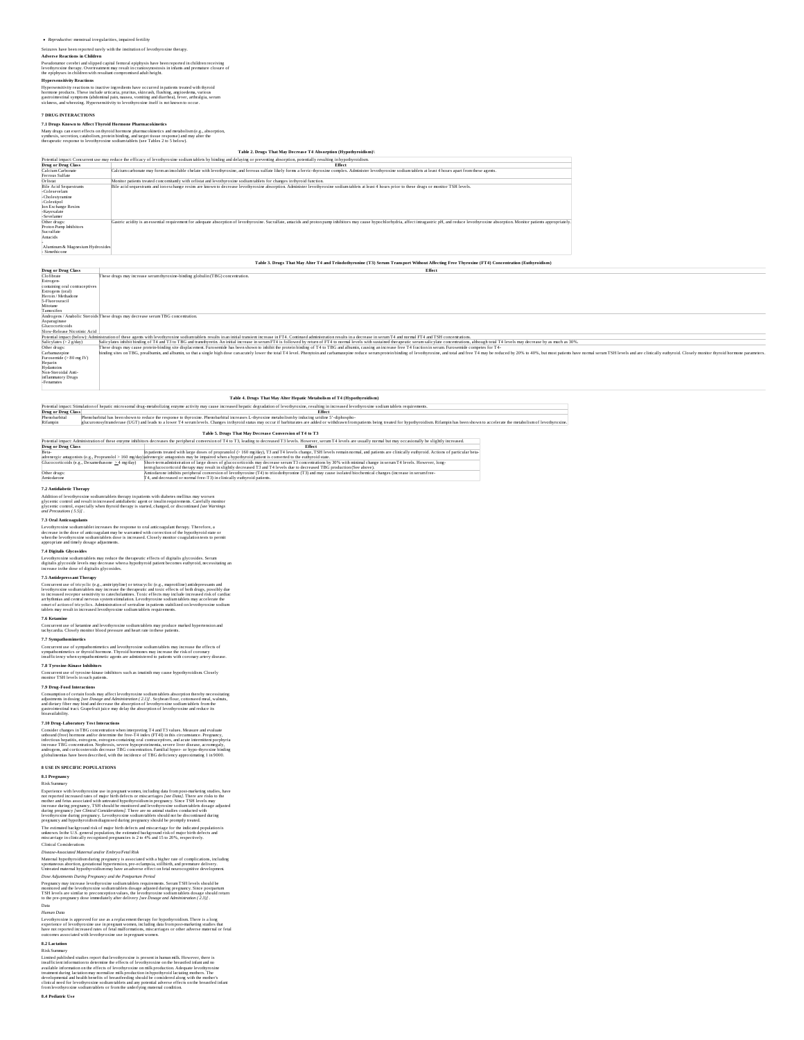- *Reproductive:* menstrual irregularities, impaired fertility

Seizures have been reported rarely with the institution of levothyroxine therapy.

**Adverse Reactions in Children**

Pseudotumor cerebri and slipped capital femoral epiphysis have been reported in children receiving levothyroxine therapy. Overtreatment may result in craniosynostosis in infants and premature closure of the epiphyses in children with resultant compromised adult height.

**Hypersensitivity Reactions**

Hypersensitivity reactions to inactive ingredients have occurred in patients treated with thyroid hormone products. These include urticaria, pruritus, skin rash, flushing, angioedema, various gastrointestinal symptoms (abdominal pain, nausea, vomiting and diarrhea), fever, arthralgia, serum sickness, and wheezing. Hypersensitivity to levothyroxine itself is not known to occur.

## 7 DRUG INTERACTIONS

### 7.1 Drugs Known to Affect Thyroid Hormone Pharmacokinetics

Many drugs can exert effects on thyroid hormone pharmacokinetics and metabolism (e.g., absorption, synthesis, secretion, catabolism, protein binding, and target tissue response) and may alter the therapeutic response to levothyroxine sodium tablets (see Tables 2 to 5 below).

**Table 2. Drugs That May Decrease T4 Absorption (Hypothyroidism)**

| Potential impact: Concurrent use may reduce the efficacy of levothyroxine sodium tablets by binding and delaying or preventing absorption, potentially resulting in hypothyroidism. | |
|---|---|
| **Drug or Drug Class** | **Effect** |
| Calcium Carbonate<br>Ferrous Sulfate | Calcium carbonate may form an insoluble chelate with levothyroxine, and ferrous sulfate likely forms a ferric-thyroxine complex. Administer levothyroxine sodium tablets at least 4 hours apart from these agents. |
| Orlistat | Monitor patients treated concomitantly with orlistat and levothyroxine sodium tablets for changes in thyroid function. |
| Bile Acid Sequestrants<br>-Colesevelam<br>-Cholestyramine<br>-Colestipol<br>Ion Exchange Resins<br>-Kayexalate<br>-Sevelamer | Bile acid sequestrants and ion exchange resins are known to decrease levothyroxine absorption. Administer levothyroxine sodium tablets at least 4 hours prior to these drugs or monitor TSH levels. |
| Other drugs:<br>Proton Pump Inhibitors<br>Sucralfate<br>Antacids<br>-<br>Aluminum & Magnesium Hydroxides<br>- Simethicone | Gastric acidity is an essential requirement for adequate absorption of levothyroxine. Sucralfate, antacids and proton pump inhibitors may cause hypochlorhydria, affect intragastric pH, and reduce levothyroxine absorption. Monitor patients appropriately. |

**Table 3. Drugs That May Alter T4 and Triiodothyronine (T3) Serum Transport Without Affecting Free Thyroxine (FT4) Concentration (Euthyroidism)**

| **Drug or Drug Class** | **Effect** |
|---|---|
| Clofibrate<br>Estrogen-containing oral contraceptives<br>Estrogens (oral)<br>Heroin / Methadone<br>5-Fluorouracil<br>Mitotane<br>Tamoxifen | These drugs may increase serum thyroxine-binding globulin (TBG) concentration. |
| Androgens / Anabolic Steroids<br>Asparaginase<br>Glucocorticoids<br>Slow-Release Nicotinic Acid | These drugs may decrease serum TBG concentration. |
| Potential impact (below): Administration of these agents with levothyroxine sodium tablets results in an initial transient increase in FT4. Continued administration results in a decrease in serum T4 and normal FT4 and TSH concentrations. | |
| Salicylates (> 2 g/day) | Salicylates inhibit binding of T4 and T3 to TBG and transthyretin. An initial increase in serum FT4 is followed by return of FT4 to normal levels with sustained therapeutic serum salicylate concentrations, although total T4 levels may decrease by as much as 30%. |
| Other drugs:<br>Carbamazepine<br>Furosemide (> 80 mg IV)<br>Heparin<br>Hydantoins<br>Non-Steroidal Anti-inflammatory Drugs<br>-Fenamates | These drugs may cause protein-binding site displacement. Furosemide has been shown to inhibit the protein binding of T4 to TBG and albumin, causing an increase free T4 fraction in serum. Furosemide competes for T4-binding sites on TBG, prealbumin, and albumin, so that a single high dose can acutely lower the total T4 level. Phenytoin and carbamazepine reduce serum protein binding of levothyroxine, and total and free T4 may be reduced by 20% to 40%, but most patients have normal serum TSH levels and are clinically euthyroid. Closely monitor thyroid hormone parameters. |

**Table 4. Drugs That May Alter Hepatic Metabolism of T4 (Hypothyroidism)**

| Potential impact: Stimulation of hepatic microsomal drug-metabolizing enzyme activity may cause increased hepatic degradation of levothyroxine, resulting in increased levothyroxine sodium tablets requirements. | |
|---|---|
| **Drug or Drug Class** | **Effect** |
| Phenobarbital<br>Rifampin | Phenobarbital has been shown to reduce the response to thyroxine. Phenobarbital increases L-thyroxine metabolism by inducing uridine 5'-diphospho-glucuronosyltransferase (UGT) and leads to a lower T4 serum levels. Changes in thyroid status may occur if barbiturates are added or withdrawn from patients being treated for hypothyroidism. Rifampin has been shown to accelerate the metabolism of levothyroxine. |

**Table 5. Drugs That May Decrease Conversion of T4 to T3**

| Potential impact: Administration of these enzyme inhibitors decreases the peripheral conversion of T4 to T3, leading to decreased T3 levels. However, serum T4 levels are usually normal but may occasionally be slightly increased. | |
|---|---|
| **Drug or Drug Class** | **Effect** |
| Beta-adrenergic antagonists (e.g., Propranolol > 160 mg/day) | In patients treated with large doses of propranolol (> 160 mg/day), T3 and T4 levels change, TSH levels remain normal, and patients are clinically euthyroid. Actions of particular beta-adrenergic antagonists may be impaired when a hypothyroid patient is converted to the euthyroid state. |
| Glucocorticoids (e.g., Dexamethasone ≥ 4 mg/day) | Short-term administration of large doses of glucocorticoids may decrease serum T3 concentrations by 30% with minimal change in serum T4 levels. However, long-term glucocorticoid therapy may result in slightly decreased T3 and T4 levels due to decreased TBG production (See above). |
| Other drugs:<br>Amiodarone | Amiodarone inhibits peripheral conversion of levothyroxine (T4) to triiodothyronine (T3) and may cause isolated biochemical changes (increase in serum free-T4, and decreased or normal free-T3) in clinically euthyroid patients. |

### 7.2 Antidiabetic Therapy

Addition of levothyroxine sodium tablets therapy in patients with diabetes mellitus may worsen glycemic control and result in increased antidiabetic agent or insulin requirements. Carefully monitor glycemic control, especially when thyroid therapy is started, changed, or discontinued *[see Warnings and Precautions (5.5)]*.

### 7.3 Oral Anticoagulants

Levothyroxine sodium tablet increases the response to oral anticoagulant therapy. Therefore, a decrease in the dose of anticoagulant may be warranted with correction of the hypothyroid state or when the levothyroxine sodium tablets dose is increased. Closely monitor coagulation tests to permit appropriate and timely dosage adjustments.

### 7.4 Digitalis Glycosides

Levothyroxine sodium tablets may reduce the therapeutic effects of digitalis glycosides. Serum digitalis glycoside levels may decrease when a hypothyroid patient becomes euthyroid, necessitating an increase in the dose of digitalis glycosides.

### 7.5 Antidepressant Therapy

Concurrent use of tricyclic (e.g., amitriptyline) or tetracyclic (e.g., maprotiline) antidepressants and levothyroxine sodium tablets may increase the therapeutic and toxic effects of both drugs, possibly due to increased receptor sensitivity to catecholamines. Toxic effects may include increased risk of cardiac arrhythmias and central nervous system stimulation. Levothyroxine sodium tablets may accelerate the onset of action of tricyclics. Administration of sertraline in patients stabilized on levothyroxine sodium tablets may result in increased levothyroxine sodium tablets requirements.

### 7.6 Ketamine

Concurrent use of ketamine and levothyroxine sodium tablets may produce marked hypertension and tachycardia. Closely monitor blood pressure and heart rate in these patients.

### 7.7 Sympathomimetics

Concurrent use of sympathomimetics and levothyroxine sodium tablets may increase the effects of sympathomimetics or thyroid hormone. Thyroid hormones may increase the risk of coronary insufficiency when sympathomimetic agents are administered to patients with coronary artery disease.

### 7.8 Tyrosine-Kinase Inhibitors

Concurrent use of tyrosine-kinase inhibitors such as imatinib may cause hypothyroidism. Closely monitor TSH levels in such patients.

### 7.9 Drug-Food Interactions

Consumption of certain foods may affect levothyroxine sodium tablets absorption thereby necessitating adjustments in dosing *[see Dosage and Administration (2.1)]*. Soybean flour, cottonseed meal, walnuts, and dietary fiber may bind and decrease the absorption of levothyroxine sodium tablets from the gastrointestinal tract. Grapefruit juice may delay the absorption of levothyroxine and reduce its bioavailability.

### 7.10 Drug-Laboratory Test Interactions

Consider changes in TBG concentration when interpreting T4 and T3 values. Measure and evaluate unbound (free) hormone and/or determine the free-T4 index (FT4I) in this circumstance. Pregnancy, infectious hepatitis, estrogens, estrogen-containing oral contraceptives, and acute intermittent porphyria increase TBG concentration. Nephrosis, severe hypoproteinemia, severe liver disease, acromegaly, androgens, and corticosteroids decrease TBG concentration. Familial hyper- or hypo-thyroxine binding globulinemias have been described, with the incidence of TBG deficiency approximating 1 in 9000.

## 8 USE IN SPECIFIC POPULATIONS

### 8.1 Pregnancy

Risk Summary

Experience with levothyroxine use in pregnant women, including data from post-marketing studies, have not reported increased rates of major birth defects or miscarriages *[see Data]*. There are risks to the mother and fetus associated with untreated hypothyroidism in pregnancy. Since TSH levels may increase during pregnancy, TSH should be monitored and levothyroxine sodium tablets dosage adjusted during pregnancy *[see Clinical Considerations]*. There are no animal studies conducted with levothyroxine during pregnancy. Levothyroxine sodium tablets should not be discontinued during pregnancy and hypothyroidism diagnosed during pregnancy should be promptly treated.

The estimated background risk of major birth defects and miscarriage for the indicated population is unknown. In the U.S. general population, the estimated background risk of major birth defects and miscarriage in clinically recognized pregnancies is 2 to 4% and 15 to 20%, respectively.

Clinical Considerations

*Disease-Associated Maternal and/or Embryo/Fetal Risk*

Maternal hypothyroidism during pregnancy is associated with a higher rate of complications, including spontaneous abortion, gestational hypertension, pre-eclampsia, stillbirth, and premature delivery. Untreated maternal hypothyroidism may have an adverse effect on fetal neurocognitive development.

*Dose Adjustments During Pregnancy and the Postpartum Period*

Pregnancy may increase levothyroxine sodium tablets requirements. Serum TSH levels should be monitored and the levothyroxine sodium tablets dosage adjusted during pregnancy. Since postpartum TSH levels are similar to preconception values, the levothyroxine sodium tablets dosage should return to the pre-pregnancy dose immediately after delivery *[see Dosage and Administration (2.3)]*.

Data

*Human Data*

Levothyroxine is approved for use as a replacement therapy for hypothyroidism. There is a long experience of levothyroxine use in pregnant women, including data from post-marketing studies that have not reported increased rates of fetal malformations, miscarriages or other adverse maternal or fetal outcomes associated with levothyroxine use in pregnant women.

### 8.2 Lactation

Risk Summary

Limited published studies report that levothyroxine is present in human milk. However, there is insufficient information to determine the effects of levothyroxine on the breastfed infant and no available information on the effects of levothyroxine on milk production. Adequate levothyroxine treatment during lactation may normalize milk production in hypothyroid lactating mothers. The developmental and health benefits of breastfeeding should be considered along with the mother's clinical need for levothyroxine sodium tablets and any potential adverse effects on the breastfed infant from levothyroxine sodium tablets or from the underlying maternal condition.

### 8.4 Pediatric Use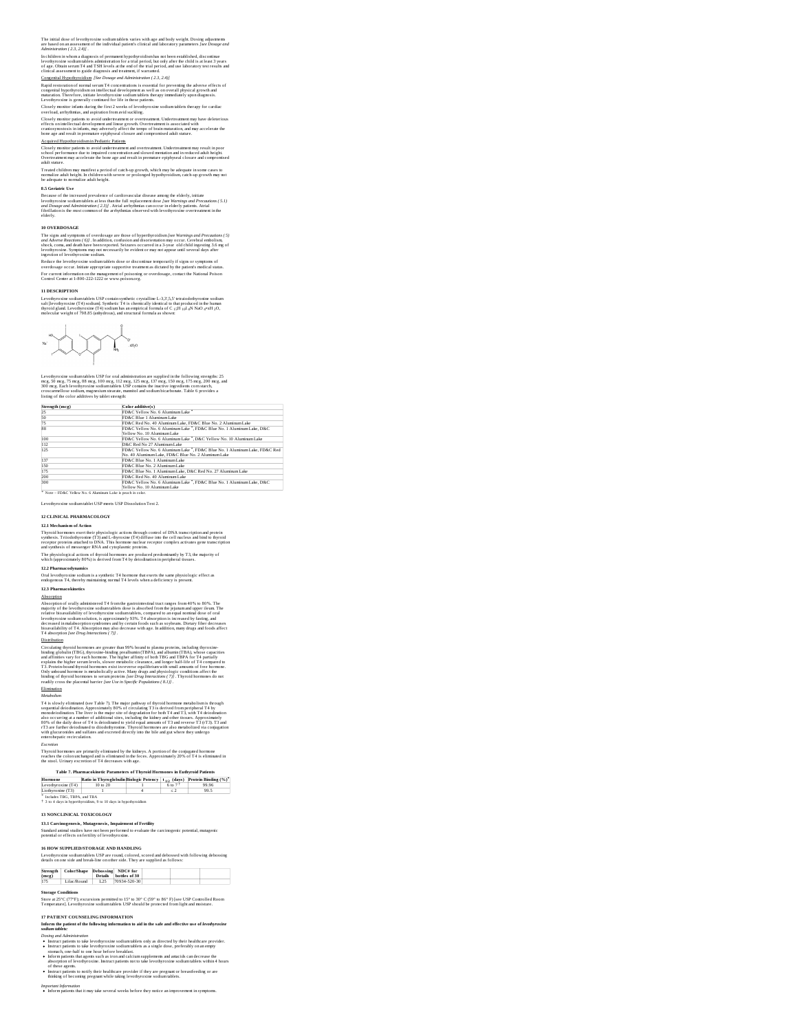The initial dose of levothyroxine sodium tablets varies with age and body weight. Dosing adjustments are based on an assessment of the individual patient's clinical and laboratory parameters *[see Dosage and Administration ( 2.3, 2.4)]* .

In children in whom a diagnosis of permanent hypothyroidism has not been established, discontinue levothyroxine sodium tablets administration for a trial period, but only after the child is at least 3 years of age. Obtain serum T4 and TSH levels at the end of the trial period, and use laboratory test results and clinical assessment to guide diagnosis and treatment, if warranted.

Congenital Hypothyroidism *[See Dosage and Administration ( 2.3, 2.4)]*

Rapid restoration of normal serum T4 concentrations is essential for preventing the adverse effects of congenital hypothyroidism on intellectual development as well as on overall physical growth and maturation. Therefore, initiate levothyroxine sodium tablets therapy immediately upon diagnosis. Levothyroxine is generally continued for life in these patients.

Closely monitor infants during the first 2 weeks of levothyroxine sodium tablets therapy for cardiac overload, arrhythmias, and aspiration from avid suckling.

Closely monitor patients to avoid undertreatment or overtreatment. Undertreatment may have deleterious effects on intellectual development and linear growth. Overtreatment is associated with craniosynostosis in infants, may adversely affect the tempo of brain maturation, and may accelerate the bone age and result in premature epiphyseal closure and compromised adult stature.

Acquired Hypothyroidism in Pediatric Patients

Closely monitor patients to avoid undertreatment and overtreatment. Undertreatment may result in poor school performance due to impaired concentration and slowed mentation and in reduced adult height. Overtreatment may accelerate the bone age and result in premature epiphyseal closure and compromised adult stature.

Treated children may manifest a period of catch-up growth, which may be adequate in some cases to normalize adult height. In children with severe or prolonged hypothyroidism, catch-up growth may not be adequate to normalize adult height.

**8.5 Geriatric Use**

Because of the increased prevalence of cardiovascular disease among the elderly, initiate levothyroxine sodium tablets at less than the full replacement dose *[see Warnings and Precautions ( 5.1) and Dosage and Administration ( 2.3)]* . Atrial arrhythmias can occur in elderly patients. Atrial fibrillation is the most common of the arrhythmias observed with levothyroxine overtreatment in the elderly.

**10 OVERDOSAGE**

The signs and symptoms of overdosage are those of hyperthyroidism *[see Warnings and Precautions ( 5) and Adverse Reactions ( 6)]* . In addition, confusion and disorientation may occur. Cerebral embolism, shock, coma, and death have been reported. Seizures occurred in a 3-year old child ingesting 3.6 mg of levothyroxine. Symptoms may not necessarily be evident or may not appear until several days after ingestion of levothyroxine sodium.

Reduce the levothyroxine sodium tablets dose or discontinue temporarily if signs or symptoms of overdosage occur. Initiate appropriate supportive treatment as dictated by the patient's medical status.

For current information on the management of poisoning or overdosage, contact the National Poison Control Center at 1-800-222-1222 or www.poison.org.

**11 DESCRIPTION**

Levothyroxine sodium tablets USP contain synthetic crystalline L-3,3',5,5'-tetraiodothyronine sodium salt [levothyroxine (T4) sodium]. Synthetic T4 is chemically identical to that produced in the human thyroid gland. Levothyroxine (T4) sodium has an empirical formula of $C_{15}H_{10}I_4N\ NaO_4 \cdot xH_2O$, molecular weight of 798.85 (anhydrous), and structural formula as shown:

Levothyroxine sodium tablets USP for oral administration are supplied in the following strengths: 25 mcg, 50 mcg, 75 mcg, 88 mcg, 100 mcg, 112 mcg, 125 mcg, 137 mcg, 150 mcg, 175 mcg, 200 mcg, and 300 mcg. Each levothyroxine sodium tablets USP contains the inactive ingredients corn starch, croscarmellose sodium, magnesium stearate, mannitol and sodium bicarbonate. Table 6 provides a listing of the color additives by tablet strength:

| Strength (mcg) | Color additive(s) |
|---|---|
| 25 | FD&C Yellow No. 6 Aluminum Lake * |
| 50 | FD&C Blue 1 Aluminum Lake |
| 75 | FD&C Red No. 40 Aluminum Lake, FD&C Blue No. 2 Aluminum Lake |
| 88 | FD&C Yellow No. 6 Aluminum Lake *, FD&C Blue No. 1 Aluminum Lake, D&C Yellow No. 10 Aluminum Lake |
| 100 | FD&C Yellow No. 6 Aluminum Lake *, D&C Yellow No. 10 Aluminum Lake |
| 112 | D&C Red No 27 Aluminum Lake |
| 125 | FD&C Yellow No. 6 Aluminum Lake *, FD&C Blue No. 1 Aluminum Lake, FD&C Red No. 40 Aluminum Lake, FD&C Blue No. 2 Aluminum Lake |
| 137 | FD&C Blue No. 1 Aluminum Lake |
| 150 | FD&C Blue No. 2 Aluminum Lake |
| 175 | FD&C Blue No. 1 Aluminum Lake, D&C Red No. 27 Aluminum Lake |
| 200 | FD&C Red No. 40 Aluminum Lake |
| 300 | FD&C Yellow No. 6 Aluminum Lake *, FD&C Blue No. 1 Aluminum Lake, D&C Yellow No. 10 Aluminum Lake |

* Note – FD&C Yellow No. 6 Aluminum Lake is peach in color.

Levothyroxine sodium tablet USP meets USP Dissolution Test 2.

**12 CLINICAL PHARMACOLOGY**

**12.1 Mechanism of Action**

Thyroid hormones exert their physiologic actions through control of DNA transcription and protein synthesis. Triiodothyronine (T3) and L-thyroxine (T4) diffuse into the cell nucleus and bind to thyroid receptor proteins attached to DNA. This hormone nuclear receptor complex activates gene transcription and synthesis of messenger RNA and cytoplasmic proteins.

The physiological actions of thyroid hormones are produced predominantly by T3, the majority of which (approximately 80%) is derived from T4 by deiodination in peripheral tissues.

**12.2 Pharmacodynamics**

Oral levothyroxine sodium is a synthetic T4 hormone that exerts the same physiologic effect as endogenous T4, thereby maintaining normal T4 levels when a deficiency is present.

**12.3 Pharmacokinetics**

Absorption

Absorption of orally administered T4 from the gastrointestinal tract ranges from 40% to 80%. The majority of the levothyroxine sodium tablets dose is absorbed from the jejunum and upper ileum. The relative bioavailability of levothyroxine sodium tablets, compared to an equal nominal dose of oral levothyroxine sodium solution, is approximately 93%. T4 absorption is increased by fasting, and decreased in malabsorption syndromes and by certain foods such as soybeans. Dietary fiber decreases bioavailability of T4. Absorption may also decrease with age. In addition, many drugs and foods affect T4 absorption *[see Drug Interactions ( 7)]* .

Distribution

Circulating thyroid hormones are greater than 99% bound to plasma proteins, including thyroxine-binding globulin (TBG), thyroxine-binding prealbumin (TBPA), and albumin (TBA), whose capacities and affinities vary for each hormone. The higher affinity of both TBG and TBPA for T4 partially explains the higher serum levels, slower metabolic clearance, and longer half-life of T4 compared to T3. Protein-bound thyroid hormones exist in reverse equilibrium with small amounts of free hormone. Only unbound hormone is metabolically active. Many drugs and physiologic conditions affect the binding of thyroid hormones to serum proteins *[see Drug Interactions ( 7)]* . Thyroid hormones do not readily cross the placental barrier *[see Use in Specific Populations ( 8.1)]* .

Elimination

*Metabolism*

T4 is slowly eliminated (see Table 7). The major pathway of thyroid hormone metabolism is through sequential deiodination. Approximately 80% of circulating T3 is derived from peripheral T4 by monodeiodination. The liver is the major site of degradation for both T4 and T3, with T4 deiodination also occurring at a number of additional sites, including the kidney and other tissues. Approximately 80% of the daily dose of T4 is deiodinated to yield equal amounts of T3 and reverse T3 (rT3). T3 and rT3 are further deiodinated to diiodothyronine. Thyroid hormones are also metabolized via conjugation with glucuronides and sulfates and excreted directly into the bile and gut where they undergo enterohepatic recirculation.

*Excretion*

Thyroid hormones are primarily eliminated by the kidneys. A portion of the conjugated hormone reaches the colon unchanged and is eliminated in the feces. Approximately 20% of T4 is eliminated in the stool. Urinary excretion of T4 decreases with age.

**Table 7. Pharmacokinetic Parameters of Thyroid Hormones in Euthyroid Patients**

| Hormone | Ratio in Thyroglobulin | Biologic Potency | $t_{1/2}$ (days) | Protein Binding (%)* |
|---|---|---|---|---|
| Levothyroxine (T4) | 10 to 20 | 1 | 6 to 7 † | 99.96 |
| Liothyronine (T3) | 1 | 4 | ≤ 2 | 99.5 |

* Includes TBG, TBPA, and TBA
† 3 to 4 days in hyperthyroidism, 9 to 10 days in hypothyroidism

**13 NONCLINICAL TOXICOLOGY**

**13.1 Carcinogenesis, Mutagenesis, Impairment of Fertility**

Standard animal studies have not been performed to evaluate the carcinogenic potential, mutagenic potential or effects on fertility of levothyroxine.

**16 HOW SUPPLIED/STORAGE AND HANDLING**

Levothyroxine sodium tablets USP are round, colored, scored and debossed with following debossing details on one side and break-line on other side. They are supplied as follows:

| Strength (mcg) | Color/Shape | Debossing Details | NDC# for bottles of 30 | | | |
|---|---|---|---|---|---|---|
| 175 | Lilac/Round | L25 | 70934-520-30 | | | |

**Storage Conditions**

Store at 25°C (77°F); excursions permitted to 15° to 30° C (59° to 86° F) [see USP Controlled Room Temperature]. Levothyroxine sodium tablets USP should be protected from light and moisture.

**17 PATIENT COUNSELING INFORMATION**

***Inform the patient of the following information to aid in the safe and effective use of levothyroxine sodium tablets:***

*Dosing and Administration*

- Instruct patients to take levothyroxine sodium tablets only as directed by their healthcare provider.
- Instruct patients to take levothyroxine sodium tablets as a single dose, preferably on an empty stomach, one-half to one hour before breakfast.
- Inform patients that agents such as iron and calcium supplements and antacids can decrease the absorption of levothyroxine. Instruct patients not to take levothyroxine sodium tablets within 4 hours of these agents.
- Instruct patients to notify their healthcare provider if they are pregnant or breastfeeding or are thinking of becoming pregnant while taking levothyroxine sodium tablets.

*Important Information*

- Inform patients that it may take several weeks before they notice an improvement in symptoms.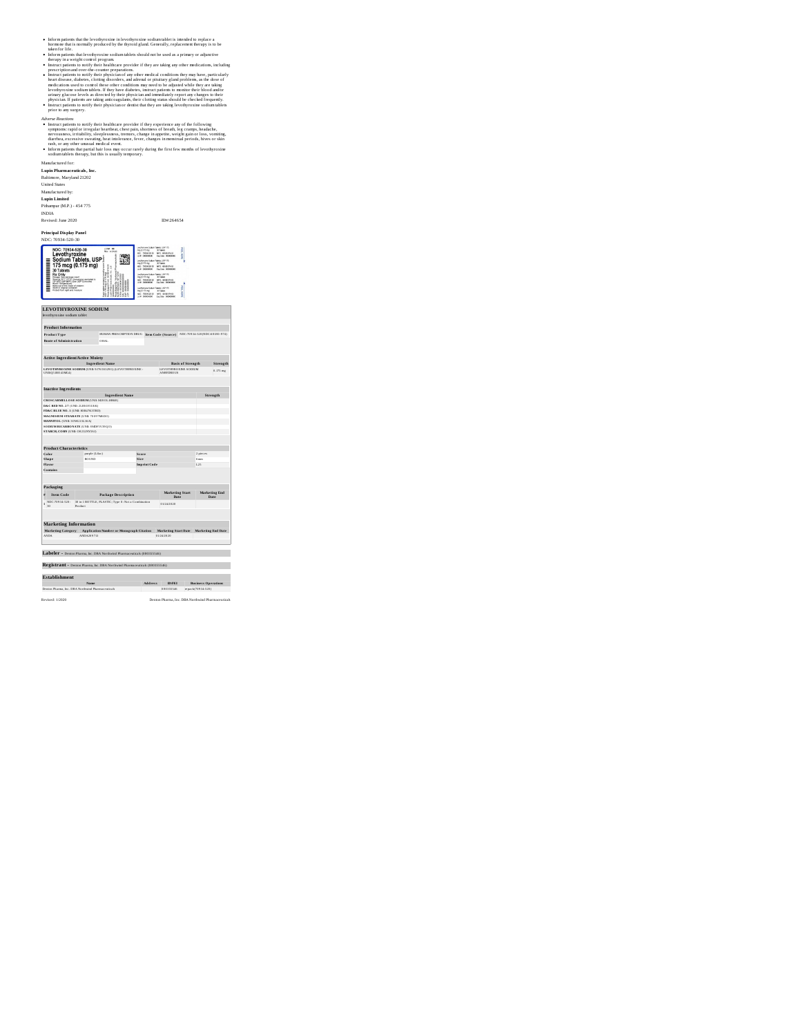- Inform patients that the levothyroxine in levothyroxine sodium tablet is intended to replace a hormone that is normally produced by the thyroid gland. Generally, replacement therapy is to be taken for life.
- Inform patients that levothyroxine sodium tablets should not be used as a primary or adjunctive therapy in a weight control program.
- Instruct patients to notify their healthcare provider if they are taking any other medications, including prescription and over-the-counter preparations.
- Instruct patients to notify their physician of any other medical conditions they may have, particularly heart disease, diabetes, clotting disorders, and adrenal or pituitary gland problems, as the dose of medications used to control these other conditions may need to be adjusted while they are taking levothyroxine sodium tablets. If they have diabetes, instruct patients to monitor their blood and/or urinary glucose levels as directed by their physician and immediately report any changes to their physician. If patients are taking anticoagulants, their clotting status should be checked frequently.
- Instruct patients to notify their physician or dentist that they are taking levothyroxine sodium tablets prior to any surgery.

*Adverse Reactions*

- Instruct patients to notify their healthcare provider if they experience any of the following symptoms: rapid or irregular heartbeat, chest pain, shortness of breath, leg cramps, headache, nervousness, irritability, sleeplessness, tremors, change in appetite, weight gain or loss, vomiting, diarrhea, excessive sweating, heat intolerance, fever, changes in menstrual periods, hives or skin rash, or any other unusual medical event.
- Inform patients that partial hair loss may occur rarely during the first few months of levothyroxine sodium tablets therapy, but this is usually temporary.

Manufactured for:

**Lupin Pharmaceuticals, Inc.**

Baltimore, Maryland 21202

United States

Manufactured by:

**Lupin Limited**

Pithampur (M.P.) - 454 775

INDIA

Revised: June 2020 ID#:264654

**Principal Display Panel**

NDC: 70934-520-30

NDC: 70934-520-30
Levothyroxine Sodium Tablets, USP
175 mcg (0.175 mg)
30 Tablets
Rx Only

# LEVOTHYROXINE SODIUM

levothyroxine sodium tablet

| **Product Information** | | | |
|---|---|---|---|
| **Product Type** | HUMAN PRESCRIPTION DRUG | **Item Code (Source)** | NDC:70934-520(NDC:68180-974) |
| **Route of Administration** | ORAL | | |

| **Active Ingredient/Active Moiety** | | |
|---|---|---|
| **Ingredient Name** | **Basis of Strength** | **Strength** |
| **LEVOTHYROXINE SODIUM** (UNII: 9J765S329G) (LEVOTHYROXINE - UNII:Q51BO43MG4) | LEVOTHYROXINE SODIUM ANHYDROUS | 0.175 mg |

| **Inactive Ingredients** | |
|---|---|
| **Ingredient Name** | **Strength** |
| **CROSCARMELLOSE SODIUM** (UNII: M28OL1HH48) | |
| **D&C RED NO. 27** (UNII: 2LRS185U6K) | |
| **FD&C BLUE NO. 1** (UNII: H3R47K3TBD) | |
| **MAGNESIUM STEARATE** (UNII: 70097M6I30) | |
| **MANNITOL** (UNII: 3OWL53L36A) | |
| **SODIUM BICARBONATE** (UNII: 8MDF5V39QO) | |
| **STARCH, CORN** (UNII: O8232NY3SJ) | |

| **Product Characteristics** | | | |
|---|---|---|---|
| **Color** | purple (Lilac) | **Score** | 2 pieces |
| **Shape** | ROUND | **Size** | 6mm |
| **Flavor** | | **Imprint Code** | L25 |
| **Contains** | | | |

| **Packaging** | | | | |
|---|---|---|---|---|
| **#** | **Item Code** | **Package Description** | **Marketing Start Date** | **Marketing End Date** |
| 1 | NDC:70934-520-30 | 30 in 1 BOTTLE, PLASTIC; Type 0: Not a Combination Product | 01/24/2020 | |

| **Marketing Information** | | | |
|---|---|---|---|
| **Marketing Category** | **Application Number or Monograph Citation** | **Marketing Start Date** | **Marketing End Date** |
| ANDA | ANDA209713 | 01/24/2020 | |

**Labeler -** Denton Pharma, Inc. DBA Northwind Pharmaceuticals (080355546)

**Registrant -** Denton Pharma, Inc. DBA Northwind Pharmaceuticals (080355546)

| **Establishment** | | | |
|---|---|---|---|
| **Name** | **Address** | **ID/FEI** | **Business Operations** |
| Denton Pharma, Inc. DBA Northwind Pharmaceuticals | | 080355546 | repack(70934-520) |

Revised: 1/2020 Denton Pharma, Inc. DBA Northwind Pharmaceuticals